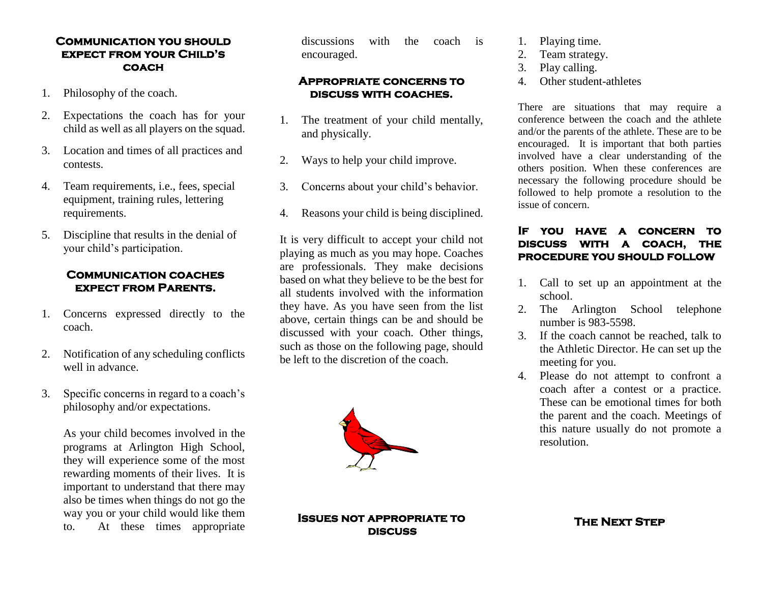## Communication you should expect from your Child's coach

1. Philosophy of the coach.
2. Expectations the coach has for your child as well as all players on the squad.
3. Location and times of all practices and contests.
4. Team requirements, i.e., fees, special equipment, training rules, lettering requirements.
5. Discipline that results in the denial of your child's participation.

## Communication coaches expect from Parents.

1. Concerns expressed directly to the coach.
2. Notification of any scheduling conflicts well in advance.
3. Specific concerns in regard to a coach's philosophy and/or expectations.

As your child becomes involved in the programs at Arlington High School, they will experience some of the most rewarding moments of their lives. It is important to understand that there may also be times when things do not go the way you or your child would like them to. At these times appropriate discussions with the coach is encouraged.

## Appropriate concerns to discuss with coaches.

1. The treatment of your child mentally, and physically.
2. Ways to help your child improve.
3. Concerns about your child's behavior.
4. Reasons your child is being disciplined.

It is very difficult to accept your child not playing as much as you may hope. Coaches are professionals. They make decisions based on what they believe to be the best for all students involved with the information they have. As you have seen from the list above, certain things can be and should be discussed with your coach. Other things, such as those on the following page, should be left to the discretion of the coach.

## Issues not appropriate to discuss

1. Playing time.
2. Team strategy.
3. Play calling.
4. Other student-athletes

There are situations that may require a conference between the coach and the athlete and/or the parents of the athlete. These are to be encouraged. It is important that both parties involved have a clear understanding of the others position. When these conferences are necessary the following procedure should be followed to help promote a resolution to the issue of concern.

## If you have a concern to discuss with a coach, the procedure you should follow

1. Call to set up an appointment at the school.
2. The Arlington School telephone number is 983-5598.
3. If the coach cannot be reached, talk to the Athletic Director. He can set up the meeting for you.
4. Please do not attempt to confront a coach after a contest or a practice. These can be emotional times for both the parent and the coach. Meetings of this nature usually do not promote a resolution.

## The Next Step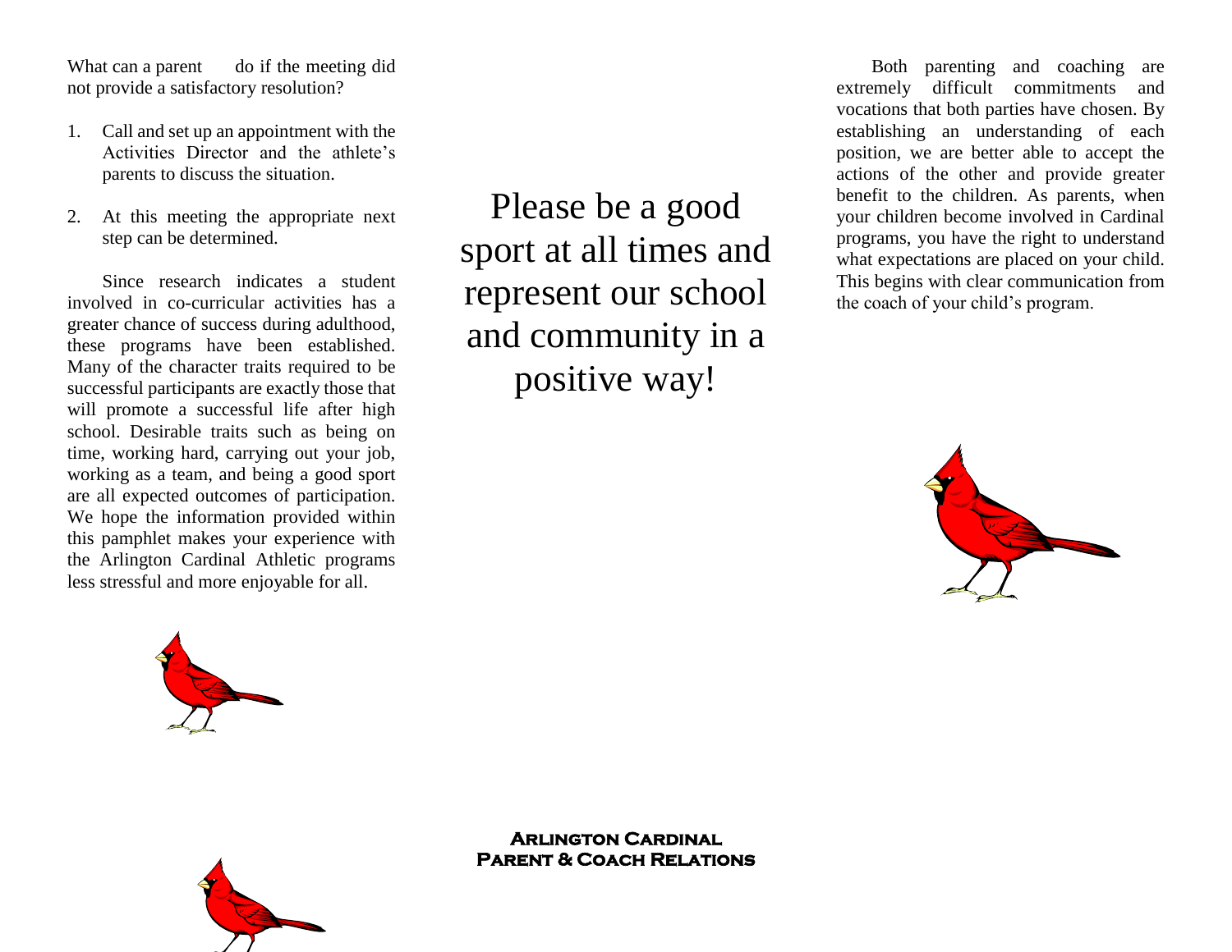What can a parent do if the meeting did not provide a satisfactory resolution?

1. Call and set up an appointment with the Activities Director and the athlete's parents to discuss the situation.
2. At this meeting the appropriate next step can be determined.

Since research indicates a student involved in co-curricular activities has a greater chance of success during adulthood, these programs have been established. Many of the character traits required to be successful participants are exactly those that will promote a successful life after high school. Desirable traits such as being on time, working hard, carrying out your job, working as a team, and being a good sport are all expected outcomes of participation. We hope the information provided within this pamphlet makes your experience with the Arlington Cardinal Athletic programs less stressful and more enjoyable for all.

Please be a good sport at all times and represent our school and community in a positive way!

**Arlington Cardinal**
**Parent & Coach Relations**

Both parenting and coaching are extremely difficult commitments and vocations that both parties have chosen. By establishing an understanding of each position, we are better able to accept the actions of the other and provide greater benefit to the children. As parents, when your children become involved in Cardinal programs, you have the right to understand what expectations are placed on your child. This begins with clear communication from the coach of your child's program.